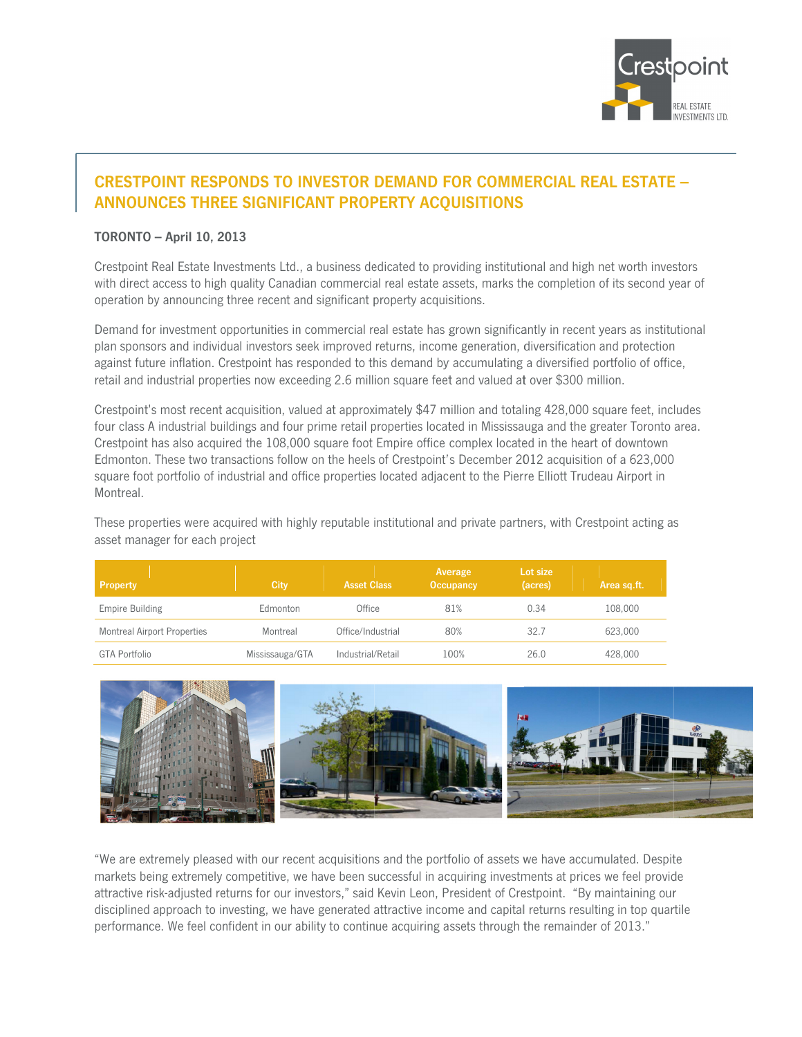# CRESTPOINT RESPONDS TO INVESTOR DEMAND FOR COMMERCIAL REAL ESTATE – ANNOUNCES THREE SIGNIFICANT PROPERTY ACQUISITIONS

**TORONTO – April 10, 2013**

Crestpoint Real Estate Investments Ltd., a business dedicated to providing institutional and high net worth investors with direct access to high quality Canadian commercial real estate assets, marks the completion of its second year of operation by announcing three recent and significant property acquisitions.

Demand for investment opportunities in commercial real estate has grown significantly in recent years as institutional plan sponsors and individual investors seek improved returns, income generation, diversification and protection against future inflation. Crestpoint has responded to this demand by accumulating a diversified portfolio of office, retail and industrial properties now exceeding 2.6 million square feet and valued at over $300 million.

Crestpoint's most recent acquisition, valued at approximately $47 million and totaling 428,000 square feet, includes four class A industrial buildings and four prime retail properties located in Mississauga and the greater Toronto area. Crestpoint has also acquired the 108,000 square foot Empire office complex located in the heart of downtown Edmonton. These two transactions follow on the heels of Crestpoint's December 2012 acquisition of a 623,000 square foot portfolio of industrial and office properties located adjacent to the Pierre Elliott Trudeau Airport in Montreal.

These properties were acquired with highly reputable institutional and private partners, with Crestpoint acting as asset manager for each project

| Property | City | Asset Class | Average Occupancy | Lot size (acres) | Area sq.ft. |
|---|---|---|---|---|---|
| Empire Building | Edmonton | Office | 81% | 0.34 | 108,000 |
| Montreal Airport Properties | Montreal | Office/Industrial | 80% | 32.7 | 623,000 |
| GTA Portfolio | Mississauga/GTA | Industrial/Retail | 100% | 26.0 | 428,000 |

"We are extremely pleased with our recent acquisitions and the portfolio of assets we have accumulated. Despite markets being extremely competitive, we have been successful in acquiring investments at prices we feel provide attractive risk-adjusted returns for our investors," said Kevin Leon, President of Crestpoint. "By maintaining our disciplined approach to investing, we have generated attractive income and capital returns resulting in top quartile performance. We feel confident in our ability to continue acquiring assets through the remainder of 2013."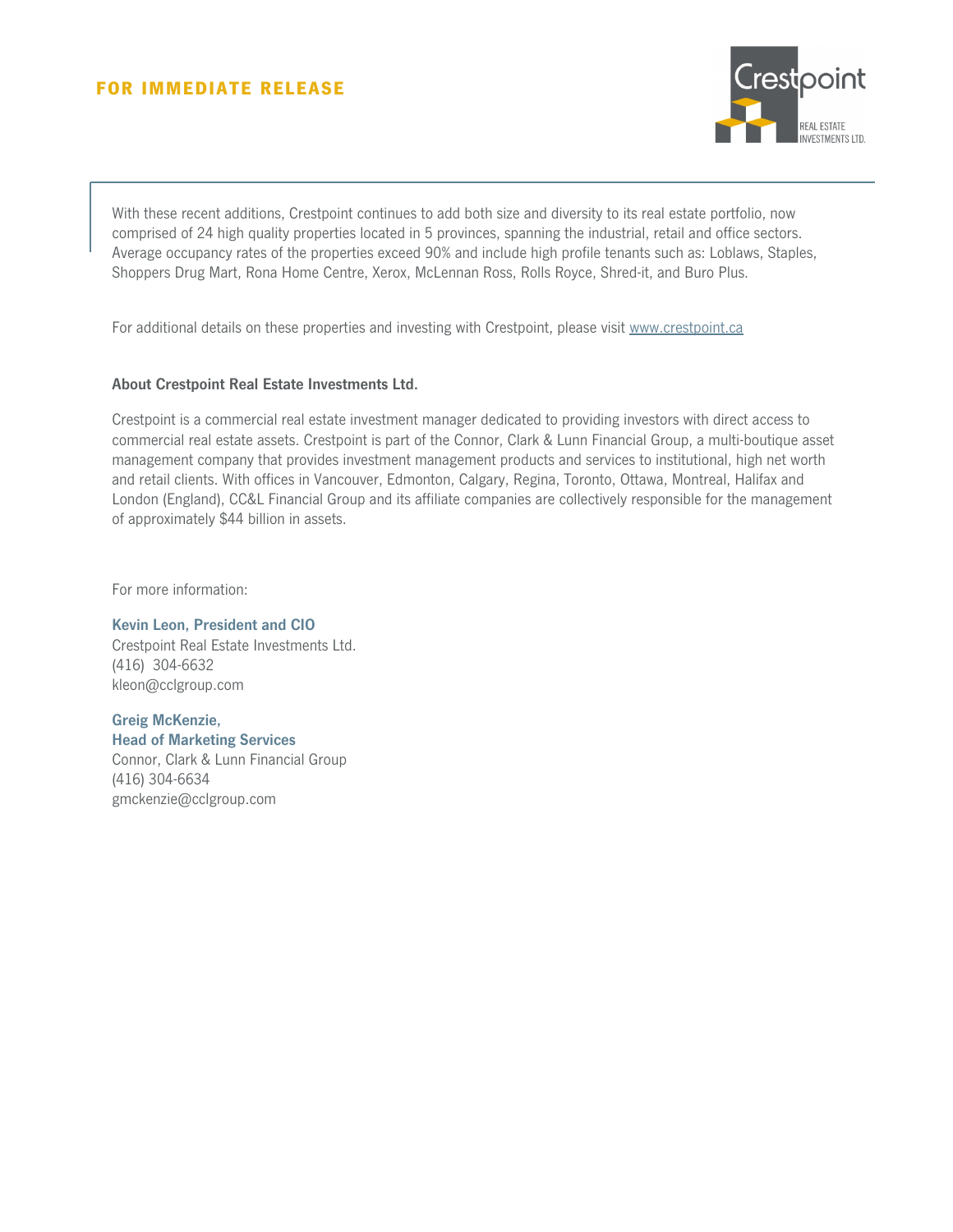With these recent additions, Crestpoint continues to add both size and diversity to its real estate portfolio, now comprised of 24 high quality properties located in 5 provinces, spanning the industrial, retail and office sectors. Average occupancy rates of the properties exceed 90% and include high profile tenants such as: Loblaws, Staples, Shoppers Drug Mart, Rona Home Centre, Xerox, McLennan Ross, Rolls Royce, Shred-it, and Buro Plus.

For additional details on these properties and investing with Crestpoint, please visit [www.crestpoint.ca](http://www.crestpoint.ca)

**About Crestpoint Real Estate Investments Ltd.**

Crestpoint is a commercial real estate investment manager dedicated to providing investors with direct access to commercial real estate assets. Crestpoint is part of the Connor, Clark & Lunn Financial Group, a multi-boutique asset management company that provides investment management products and services to institutional, high net worth and retail clients. With offices in Vancouver, Edmonton, Calgary, Regina, Toronto, Ottawa, Montreal, Halifax and London (England), CC&L Financial Group and its affiliate companies are collectively responsible for the management of approximately $44 billion in assets.

For more information:

**Kevin Leon, President and CIO**
Crestpoint Real Estate Investments Ltd.
(416) 304-6632
kleon@cclgroup.com

**Greig McKenzie,**
**Head of Marketing Services**
Connor, Clark & Lunn Financial Group
(416) 304-6634
gmckenzie@cclgroup.com